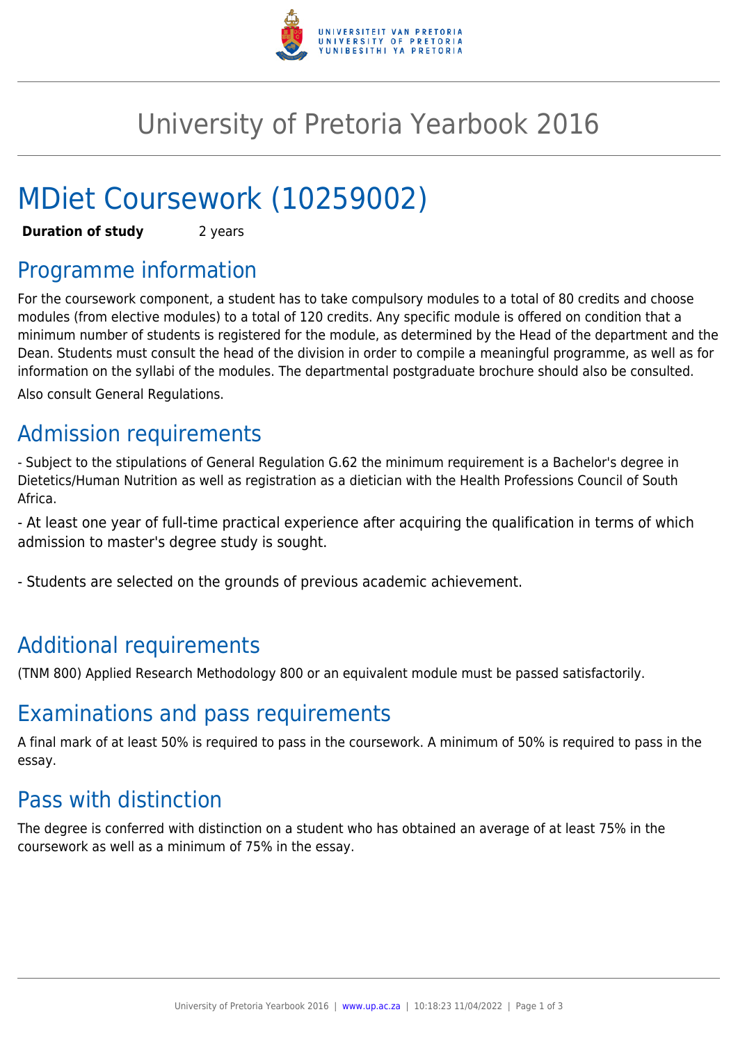# University of Pretoria Yearbook 2016

# MDiet Coursework (10259002)

**Duration of study** 2 years

## Programme information

For the coursework component, a student has to take compulsory modules to a total of 80 credits and choose modules (from elective modules) to a total of 120 credits. Any specific module is offered on condition that a minimum number of students is registered for the module, as determined by the Head of the department and the Dean. Students must consult the head of the division in order to compile a meaningful programme, as well as for information on the syllabi of the modules. The departmental postgraduate brochure should also be consulted.

Also consult General Regulations.

## Admission requirements

- Subject to the stipulations of General Regulation G.62 the minimum requirement is a Bachelor's degree in Dietetics/Human Nutrition as well as registration as a dietician with the Health Professions Council of South Africa.

- At least one year of full-time practical experience after acquiring the qualification in terms of which admission to master's degree study is sought.

- Students are selected on the grounds of previous academic achievement.

## Additional requirements

(TNM 800) Applied Research Methodology 800 or an equivalent module must be passed satisfactorily.

## Examinations and pass requirements

A final mark of at least 50% is required to pass in the coursework. A minimum of 50% is required to pass in the essay.

## Pass with distinction

The degree is conferred with distinction on a student who has obtained an average of at least 75% in the coursework as well as a minimum of 75% in the essay.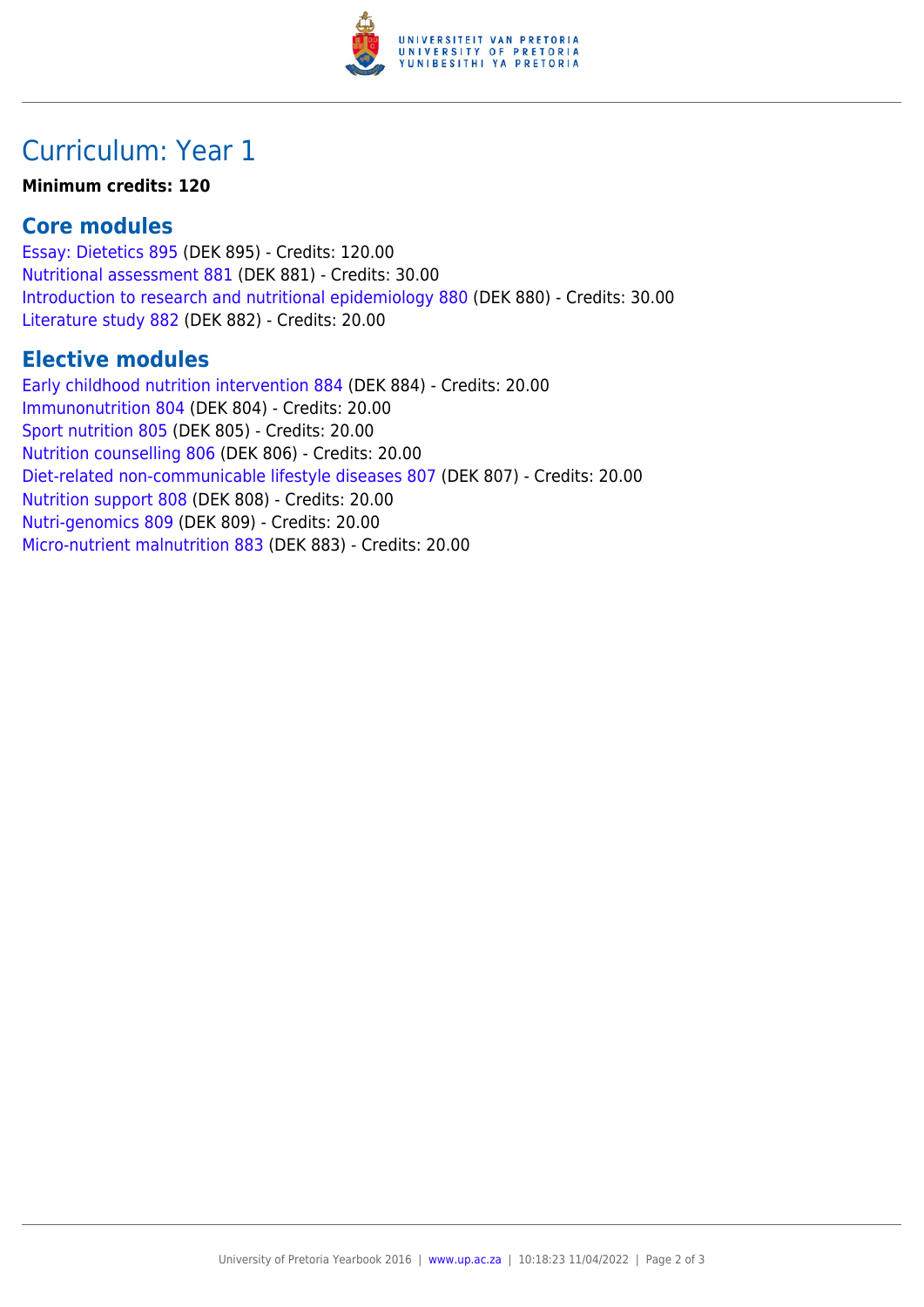# Curriculum: Year 1

**Minimum credits: 120**

## Core modules

Essay: Dietetics 895 (DEK 895) - Credits: 120.00
Nutritional assessment 881 (DEK 881) - Credits: 30.00
Introduction to research and nutritional epidemiology 880 (DEK 880) - Credits: 30.00
Literature study 882 (DEK 882) - Credits: 20.00

## Elective modules

Early childhood nutrition intervention 884 (DEK 884) - Credits: 20.00
Immunonutrition 804 (DEK 804) - Credits: 20.00
Sport nutrition 805 (DEK 805) - Credits: 20.00
Nutrition counselling 806 (DEK 806) - Credits: 20.00
Diet-related non-communicable lifestyle diseases 807 (DEK 807) - Credits: 20.00
Nutrition support 808 (DEK 808) - Credits: 20.00
Nutri-genomics 809 (DEK 809) - Credits: 20.00
Micro-nutrient malnutrition 883 (DEK 883) - Credits: 20.00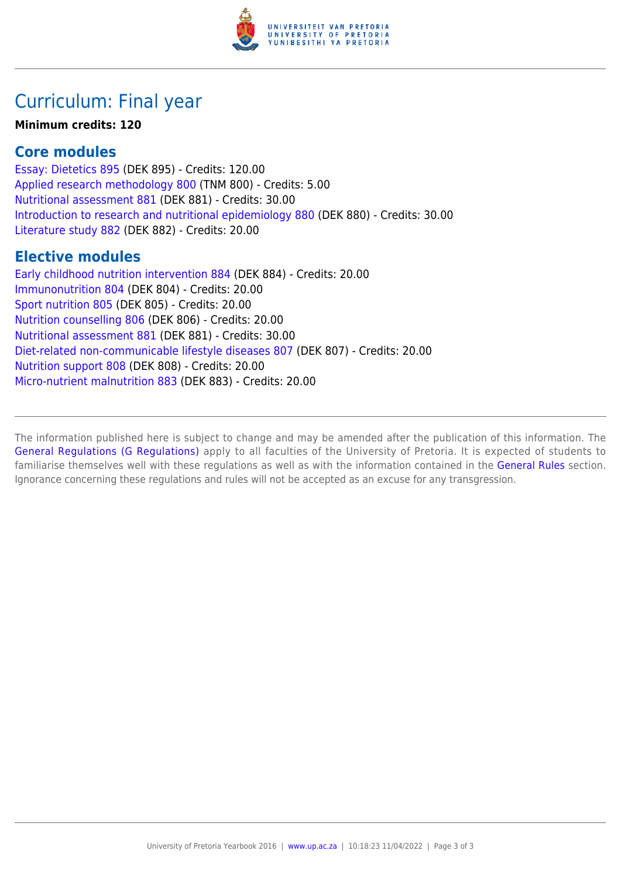## Curriculum: Final year

**Minimum credits: 120**

### Core modules

Essay: Dietetics 895 (DEK 895) - Credits: 120.00
Applied research methodology 800 (TNM 800) - Credits: 5.00
Nutritional assessment 881 (DEK 881) - Credits: 30.00
Introduction to research and nutritional epidemiology 880 (DEK 880) - Credits: 30.00
Literature study 882 (DEK 882) - Credits: 20.00

### Elective modules

Early childhood nutrition intervention 884 (DEK 884) - Credits: 20.00
Immunonutrition 804 (DEK 804) - Credits: 20.00
Sport nutrition 805 (DEK 805) - Credits: 20.00
Nutrition counselling 806 (DEK 806) - Credits: 20.00
Nutritional assessment 881 (DEK 881) - Credits: 30.00
Diet-related non-communicable lifestyle diseases 807 (DEK 807) - Credits: 20.00
Nutrition support 808 (DEK 808) - Credits: 20.00
Micro-nutrient malnutrition 883 (DEK 883) - Credits: 20.00

The information published here is subject to change and may be amended after the publication of this information. The General Regulations (G Regulations) apply to all faculties of the University of Pretoria. It is expected of students to familiarise themselves well with these regulations as well as with the information contained in the General Rules section. Ignorance concerning these regulations and rules will not be accepted as an excuse for any transgression.